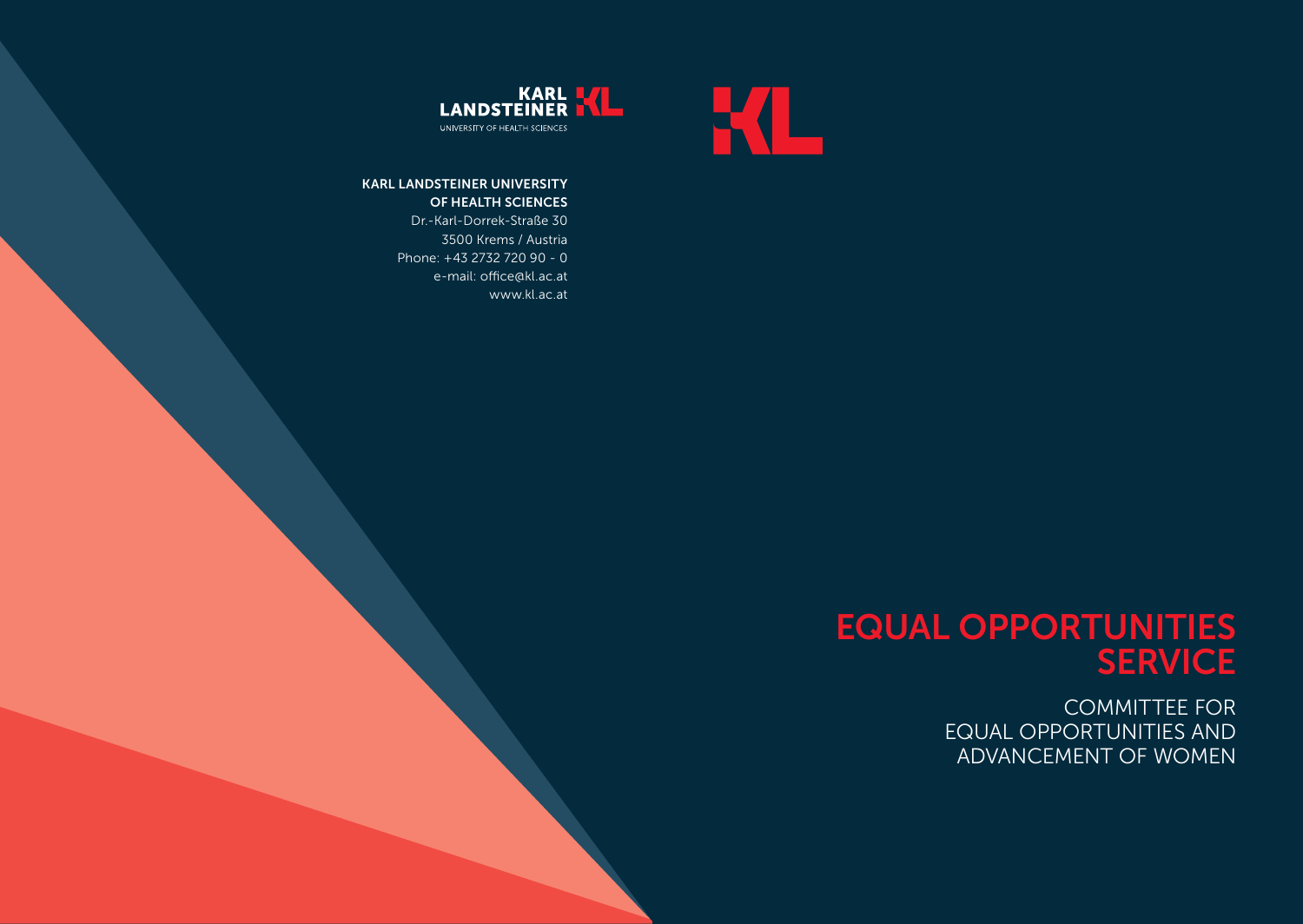KARL LANDSTEINER
UNIVERSITY OF HEALTH SCIENCES

**KARL LANDSTEINER UNIVERSITY OF HEALTH SCIENCES**
Dr.-Karl-Dorrek-Straße 30
3500 Krems / Austria
Phone: +43 2732 720 90 - 0
e-mail: office@kl.ac.at
www.kl.ac.at

# EQUAL OPPORTUNITIES SERVICE

## COMMITTEE FOR EQUAL OPPORTUNITIES AND ADVANCEMENT OF WOMEN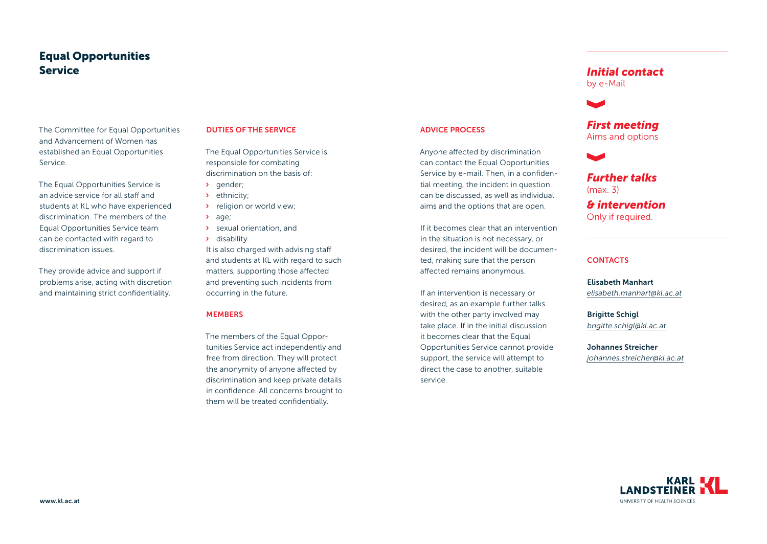# Equal Opportunities Service

The Committee for Equal Opportunities and Advancement of Women has established an Equal Opportunities Service.

The Equal Opportunities Service is an advice service for all staff and students at KL who have experienced discrimination. The members of the Equal Opportunities Service team can be contacted with regard to discrimination issues.

They provide advice and support if problems arise, acting with discretion and maintaining strict confidentiality.

## DUTIES OF THE SERVICE

The Equal Opportunities Service is responsible for combating discrimination on the basis of:

- gender;
- ethnicity;
- religion or world view;
- age;
- sexual orientation, and
- disability.

It is also charged with advising staff and students at KL with regard to such matters, supporting those affected and preventing such incidents from occurring in the future.

## MEMBERS

The members of the Equal Opportunities Service act independently and free from direction. They will protect the anonymity of anyone affected by discrimination and keep private details in confidence. All concerns brought to them will be treated confidentially.

## ADVICE PROCESS

Anyone affected by discrimination can contact the Equal Opportunities Service by e-mail. Then, in a confidential meeting, the incident in question can be discussed, as well as individual aims and the options that are open.

If it becomes clear that an intervention in the situation is not necessary, or desired, the incident will be documented, making sure that the person affected remains anonymous.

If an intervention is necessary or desired, as an example further talks with the other party involved may take place. If in the initial discussion it becomes clear that the Equal Opportunities Service cannot provide support, the service will attempt to direct the case to another, suitable service.

***Initial contact***
by e-Mail

***First meeting***
Aims and options

***Further talks***
(max. 3)
***& intervention***
Only if required.

## CONTACTS

**Elisabeth Manhart**
*elisabeth.manhart@kl.ac.at*

**Brigitte Schigl**
*brigitte.schigl@kl.ac.at*

**Johannes Streicher**
*johannes.streicher@kl.ac.at*

www.kl.ac.at

KARL LANDSTEINER KL
UNIVERSITY OF HEALTH SCIENCES